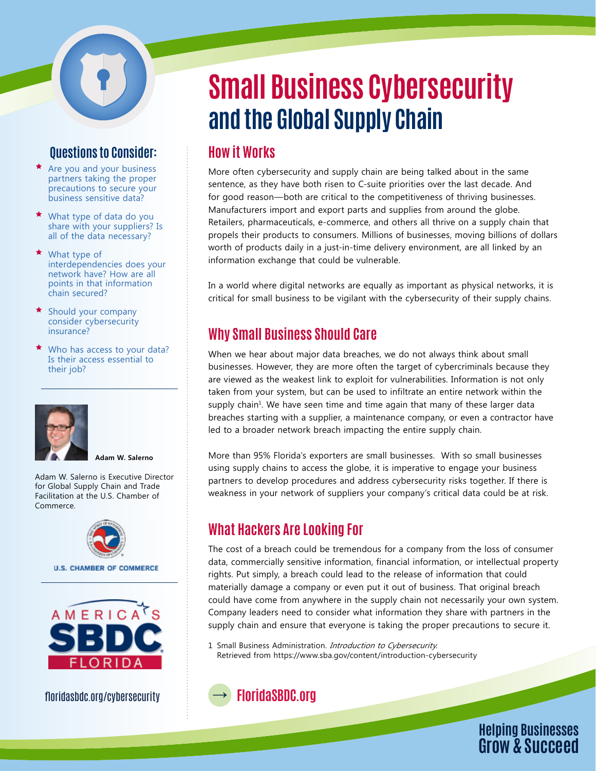# Small Business Cybersecurity and the Global Supply Chain

## How it Works

More often cybersecurity and supply chain are being talked about in the same sentence, as they have both risen to C-suite priorities over the last decade. And for good reason—both are critical to the competitiveness of thriving businesses. Manufacturers import and export parts and supplies from around the globe. Retailers, pharmaceuticals, e-commerce, and others all thrive on a supply chain that propels their products to consumers. Millions of businesses, moving billions of dollars worth of products daily in a just-in-time delivery environment, are all linked by an information exchange that could be vulnerable.

In a world where digital networks are equally as important as physical networks, it is critical for small business to be vigilant with the cybersecurity of their supply chains.

## Why Small Business Should Care

When we hear about major data breaches, we do not always think about small businesses. However, they are more often the target of cybercriminals because they are viewed as the weakest link to exploit for vulnerabilities. Information is not only taken from your system, but can be used to infiltrate an entire network within the supply chain[1]. We have seen time and time again that many of these larger data breaches starting with a supplier, a maintenance company, or even a contractor have led to a broader network breach impacting the entire supply chain.

More than 95% Florida's exporters are small businesses. With so small businesses using supply chains to access the globe, it is imperative to engage your business partners to develop procedures and address cybersecurity risks together. If there is weakness in your network of suppliers your company's critical data could be at risk.

## What Hackers Are Looking For

The cost of a breach could be tremendous for a company from the loss of consumer data, commercially sensitive information, financial information, or intellectual property rights. Put simply, a breach could lead to the release of information that could materially damage a company or even put it out of business. That original breach could have come from anywhere in the supply chain not necessarily your own system. Company leaders need to consider what information they share with partners in the supply chain and ensure that everyone is taking the proper precautions to secure it.

1 Small Business Administration. *Introduction to Cybersecurity.* Retrieved from https://www.sba.gov/content/introduction-cybersecurity

→ FloridaSBDC.org

## Questions to Consider:

- Are you and your business partners taking the proper precautions to secure your business sensitive data?
- What type of data do you share with your suppliers? Is all of the data necessary?
- What type of interdependencies does your network have? How are all points in that information chain secured?
- Should your company consider cybersecurity insurance?
- Who has access to your data? Is their access essential to their job?

**Adam W. Salerno**

Adam W. Salerno is Executive Director for Global Supply Chain and Trade Facilitation at the U.S. Chamber of Commerce.

U.S. CHAMBER OF COMMERCE

AMERICA'S SBDC FLORIDA

floridasbdc.org/cybersecurity

Helping Businesses Grow & Succeed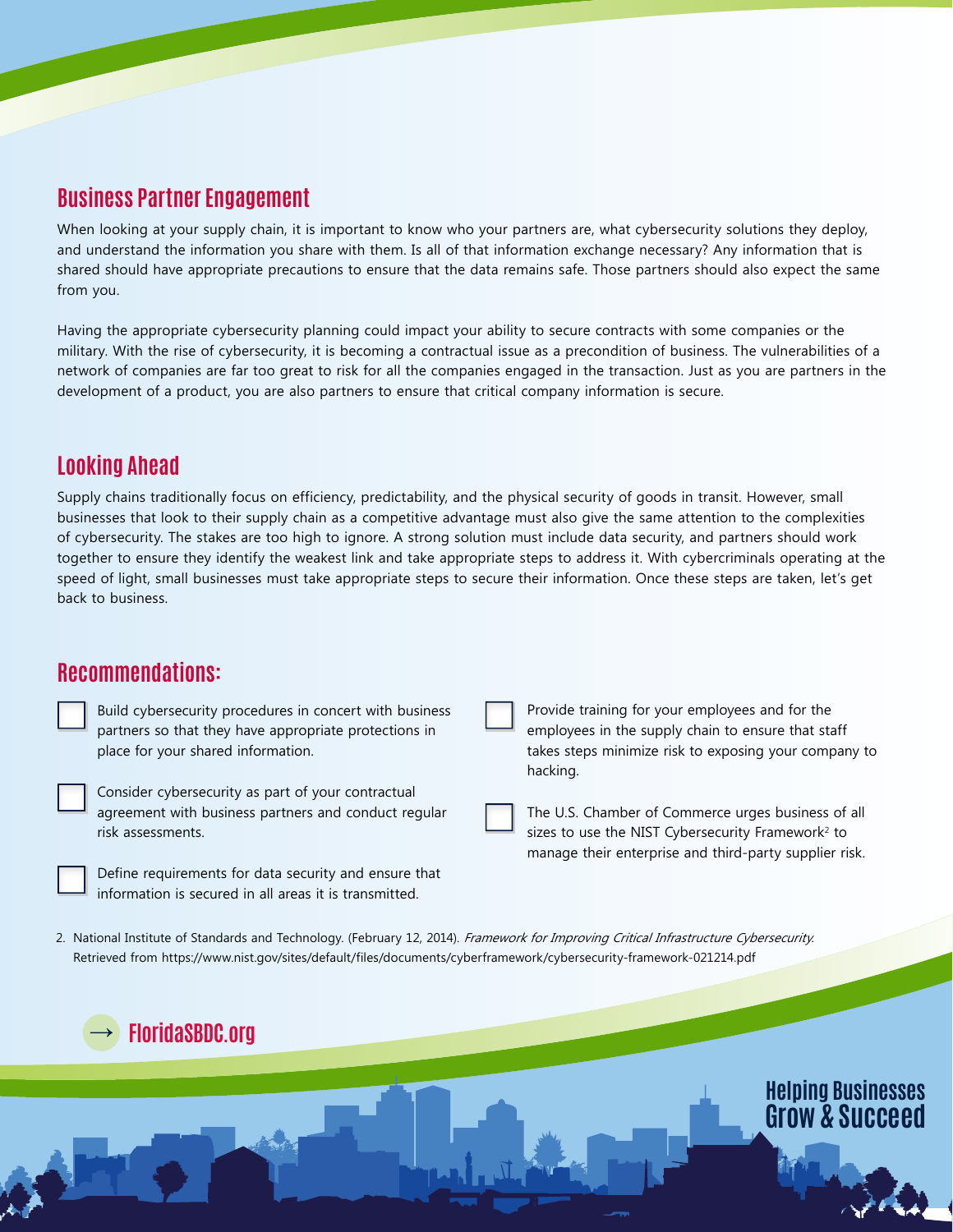## Business Partner Engagement

When looking at your supply chain, it is important to know who your partners are, what cybersecurity solutions they deploy, and understand the information you share with them. Is all of that information exchange necessary? Any information that is shared should have appropriate precautions to ensure that the data remains safe. Those partners should also expect the same from you.

Having the appropriate cybersecurity planning could impact your ability to secure contracts with some companies or the military. With the rise of cybersecurity, it is becoming a contractual issue as a precondition of business. The vulnerabilities of a network of companies are far too great to risk for all the companies engaged in the transaction. Just as you are partners in the development of a product, you are also partners to ensure that critical company information is secure.

## Looking Ahead

Supply chains traditionally focus on efficiency, predictability, and the physical security of goods in transit. However, small businesses that look to their supply chain as a competitive advantage must also give the same attention to the complexities of cybersecurity. The stakes are too high to ignore. A strong solution must include data security, and partners should work together to ensure they identify the weakest link and take appropriate steps to address it. With cybercriminals operating at the speed of light, small businesses must take appropriate steps to secure their information. Once these steps are taken, let's get back to business.

## Recommendations:

- [ ] Build cybersecurity procedures in concert with business partners so that they have appropriate protections in place for your shared information.
- [ ] Consider cybersecurity as part of your contractual agreement with business partners and conduct regular risk assessments.
- [ ] Define requirements for data security and ensure that information is secured in all areas it is transmitted.
- [ ] Provide training for your employees and for the employees in the supply chain to ensure that staff takes steps minimize risk to exposing your company to hacking.
- [ ] The U.S. Chamber of Commerce urges business of all sizes to use the NIST Cybersecurity Framework[2] to manage their enterprise and third-party supplier risk.

2. National Institute of Standards and Technology. (February 12, 2014). *Framework for Improving Critical Infrastructure Cybersecurity.* Retrieved from https://www.nist.gov/sites/default/files/documents/cyberframework/cybersecurity-framework-021214.pdf

→ FloridaSBDC.org

Helping Businesses Grow & Succeed